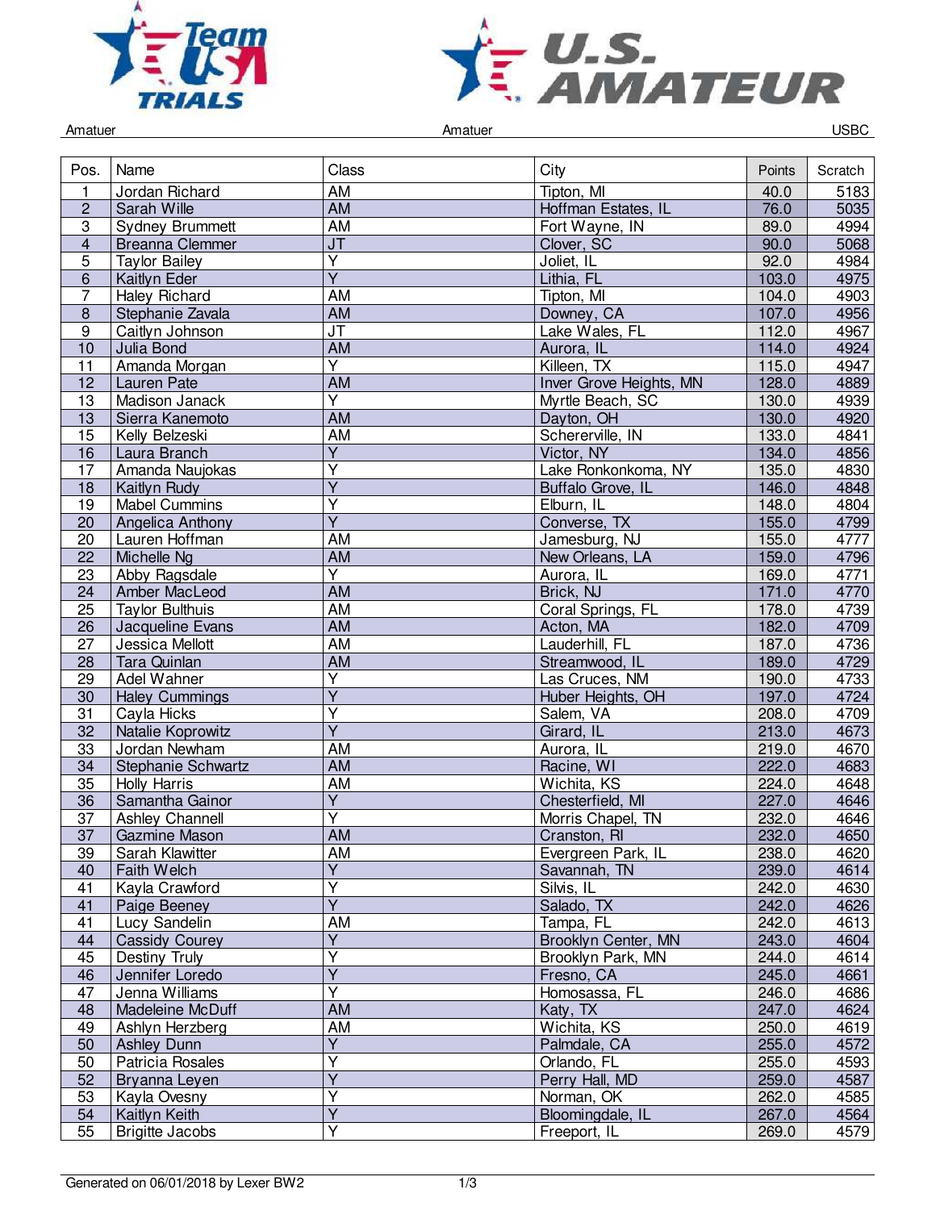Amatuer | Amatuer | USBC

| Pos. | Name | Class | City | Points | Scratch |
|---|---|---|---|---|---|
| 1 | Jordan Richard | AM | Tipton, MI | 40.0 | 5183 |
| 2 | Sarah Wille | AM | Hoffman Estates, IL | 76.0 | 5035 |
| 3 | Sydney Brummett | AM | Fort Wayne, IN | 89.0 | 4994 |
| 4 | Breanna Clemmer | JT | Clover, SC | 90.0 | 5068 |
| 5 | Taylor Bailey | Y | Joliet, IL | 92.0 | 4984 |
| 6 | Kaitlyn Eder | Y | Lithia, FL | 103.0 | 4975 |
| 7 | Haley Richard | AM | Tipton, MI | 104.0 | 4903 |
| 8 | Stephanie Zavala | AM | Downey, CA | 107.0 | 4956 |
| 9 | Caitlyn Johnson | JT | Lake Wales, FL | 112.0 | 4967 |
| 10 | Julia Bond | AM | Aurora, IL | 114.0 | 4924 |
| 11 | Amanda Morgan | Y | Killeen, TX | 115.0 | 4947 |
| 12 | Lauren Pate | AM | Inver Grove Heights, MN | 128.0 | 4889 |
| 13 | Madison Janack | Y | Myrtle Beach, SC | 130.0 | 4939 |
| 13 | Sierra Kanemoto | AM | Dayton, OH | 130.0 | 4920 |
| 15 | Kelly Belzeski | AM | Schererville, IN | 133.0 | 4841 |
| 16 | Laura Branch | Y | Victor, NY | 134.0 | 4856 |
| 17 | Amanda Naujokas | Y | Lake Ronkonkoma, NY | 135.0 | 4830 |
| 18 | Kaitlyn Rudy | Y | Buffalo Grove, IL | 146.0 | 4848 |
| 19 | Mabel Cummins | Y | Elburn, IL | 148.0 | 4804 |
| 20 | Angelica Anthony | Y | Converse, TX | 155.0 | 4799 |
| 20 | Lauren Hoffman | AM | Jamesburg, NJ | 155.0 | 4777 |
| 22 | Michelle Ng | AM | New Orleans, LA | 159.0 | 4796 |
| 23 | Abby Ragsdale | Y | Aurora, IL | 169.0 | 4771 |
| 24 | Amber MacLeod | AM | Brick, NJ | 171.0 | 4770 |
| 25 | Taylor Bulthuis | AM | Coral Springs, FL | 178.0 | 4739 |
| 26 | Jacqueline Evans | AM | Acton, MA | 182.0 | 4709 |
| 27 | Jessica Mellott | AM | Lauderhill, FL | 187.0 | 4736 |
| 28 | Tara Quinlan | AM | Streamwood, IL | 189.0 | 4729 |
| 29 | Adel Wahner | Y | Las Cruces, NM | 190.0 | 4733 |
| 30 | Haley Cummings | Y | Huber Heights, OH | 197.0 | 4724 |
| 31 | Cayla Hicks | Y | Salem, VA | 208.0 | 4709 |
| 32 | Natalie Koprowitz | Y | Girard, IL | 213.0 | 4673 |
| 33 | Jordan Newham | AM | Aurora, IL | 219.0 | 4670 |
| 34 | Stephanie Schwartz | AM | Racine, WI | 222.0 | 4683 |
| 35 | Holly Harris | AM | Wichita, KS | 224.0 | 4648 |
| 36 | Samantha Gainor | Y | Chesterfield, MI | 227.0 | 4646 |
| 37 | Ashley Channell | Y | Morris Chapel, TN | 232.0 | 4646 |
| 37 | Gazmine Mason | AM | Cranston, RI | 232.0 | 4650 |
| 39 | Sarah Klawitter | AM | Evergreen Park, IL | 238.0 | 4620 |
| 40 | Faith Welch | Y | Savannah, TN | 239.0 | 4614 |
| 41 | Kayla Crawford | Y | Silvis, IL | 242.0 | 4630 |
| 41 | Paige Beeney | Y | Salado, TX | 242.0 | 4626 |
| 41 | Lucy Sandelin | AM | Tampa, FL | 242.0 | 4613 |
| 44 | Cassidy Courey | Y | Brooklyn Center, MN | 243.0 | 4604 |
| 45 | Destiny Truly | Y | Brooklyn Park, MN | 244.0 | 4614 |
| 46 | Jennifer Loredo | Y | Fresno, CA | 245.0 | 4661 |
| 47 | Jenna Williams | Y | Homosassa, FL | 246.0 | 4686 |
| 48 | Madeleine McDuff | AM | Katy, TX | 247.0 | 4624 |
| 49 | Ashlyn Herzberg | AM | Wichita, KS | 250.0 | 4619 |
| 50 | Ashley Dunn | Y | Palmdale, CA | 255.0 | 4572 |
| 50 | Patricia Rosales | Y | Orlando, FL | 255.0 | 4593 |
| 52 | Bryanna Leyen | Y | Perry Hall, MD | 259.0 | 4587 |
| 53 | Kayla Ovesny | Y | Norman, OK | 262.0 | 4585 |
| 54 | Kaitlyn Keith | Y | Bloomingdale, IL | 267.0 | 4564 |
| 55 | Brigitte Jacobs | Y | Freeport, IL | 269.0 | 4579 |

Generated on 06/01/2018 by Lexer BW2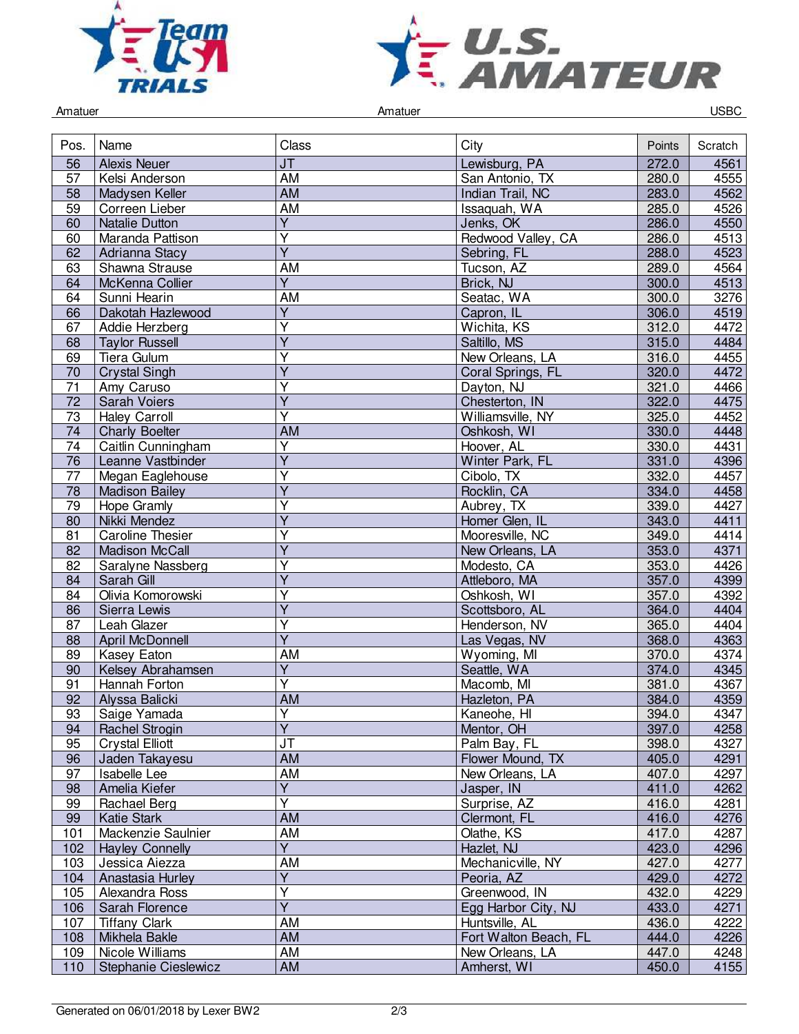Amatuer | Amatuer | USBC

| Pos. | Name | Class | City | Points | Scratch |
|---|---|---|---|---|---|
| 56 | Alexis Neuer | JT | Lewisburg, PA | 272.0 | 4561 |
| 57 | Kelsi Anderson | AM | San Antonio, TX | 280.0 | 4555 |
| 58 | Madysen Keller | AM | Indian Trail, NC | 283.0 | 4562 |
| 59 | Correen Lieber | AM | Issaquah, WA | 285.0 | 4526 |
| 60 | Natalie Dutton | Y | Jenks, OK | 286.0 | 4550 |
| 60 | Maranda Pattison | Y | Redwood Valley, CA | 286.0 | 4513 |
| 62 | Adrianna Stacy | Y | Sebring, FL | 288.0 | 4523 |
| 63 | Shawna Strause | AM | Tucson, AZ | 289.0 | 4564 |
| 64 | McKenna Collier | Y | Brick, NJ | 300.0 | 4513 |
| 64 | Sunni Hearin | AM | Seatac, WA | 300.0 | 3276 |
| 66 | Dakotah Hazlewood | Y | Capron, IL | 306.0 | 4519 |
| 67 | Addie Herzberg | Y | Wichita, KS | 312.0 | 4472 |
| 68 | Taylor Russell | Y | Saltillo, MS | 315.0 | 4484 |
| 69 | Tiera Gulum | Y | New Orleans, LA | 316.0 | 4455 |
| 70 | Crystal Singh | Y | Coral Springs, FL | 320.0 | 4472 |
| 71 | Amy Caruso | Y | Dayton, NJ | 321.0 | 4466 |
| 72 | Sarah Voiers | Y | Chesterton, IN | 322.0 | 4475 |
| 73 | Haley Carroll | Y | Williamsville, NY | 325.0 | 4452 |
| 74 | Charly Boelter | AM | Oshkosh, WI | 330.0 | 4448 |
| 74 | Caitlin Cunningham | Y | Hoover, AL | 330.0 | 4431 |
| 76 | Leanne Vastbinder | Y | Winter Park, FL | 331.0 | 4396 |
| 77 | Megan Eaglehouse | Y | Cibolo, TX | 332.0 | 4457 |
| 78 | Madison Bailey | Y | Rocklin, CA | 334.0 | 4458 |
| 79 | Hope Gramly | Y | Aubrey, TX | 339.0 | 4427 |
| 80 | Nikki Mendez | Y | Homer Glen, IL | 343.0 | 4411 |
| 81 | Caroline Thesier | Y | Mooresville, NC | 349.0 | 4414 |
| 82 | Madison McCall | Y | New Orleans, LA | 353.0 | 4371 |
| 82 | Saralyne Nassberg | Y | Modesto, CA | 353.0 | 4426 |
| 84 | Sarah Gill | Y | Attleboro, MA | 357.0 | 4399 |
| 84 | Olivia Komorowski | Y | Oshkosh, WI | 357.0 | 4392 |
| 86 | Sierra Lewis | Y | Scottsboro, AL | 364.0 | 4404 |
| 87 | Leah Glazer | Y | Henderson, NV | 365.0 | 4404 |
| 88 | April McDonnell | Y | Las Vegas, NV | 368.0 | 4363 |
| 89 | Kasey Eaton | AM | Wyoming, MI | 370.0 | 4374 |
| 90 | Kelsey Abrahamsen | Y | Seattle, WA | 374.0 | 4345 |
| 91 | Hannah Forton | Y | Macomb, MI | 381.0 | 4367 |
| 92 | Alyssa Balicki | AM | Hazleton, PA | 384.0 | 4359 |
| 93 | Saige Yamada | Y | Kaneohe, HI | 394.0 | 4347 |
| 94 | Rachel Strogin | Y | Mentor, OH | 397.0 | 4258 |
| 95 | Crystal Elliott | JT | Palm Bay, FL | 398.0 | 4327 |
| 96 | Jaden Takayesu | AM | Flower Mound, TX | 405.0 | 4291 |
| 97 | Isabelle Lee | AM | New Orleans, LA | 407.0 | 4297 |
| 98 | Amelia Kiefer | Y | Jasper, IN | 411.0 | 4262 |
| 99 | Rachael Berg | Y | Surprise, AZ | 416.0 | 4281 |
| 99 | Katie Stark | AM | Clermont, FL | 416.0 | 4276 |
| 101 | Mackenzie Saulnier | AM | Olathe, KS | 417.0 | 4287 |
| 102 | Hayley Connelly | Y | Hazlet, NJ | 423.0 | 4296 |
| 103 | Jessica Aiezza | AM | Mechanicville, NY | 427.0 | 4277 |
| 104 | Anastasia Hurley | Y | Peoria, AZ | 429.0 | 4272 |
| 105 | Alexandra Ross | Y | Greenwood, IN | 432.0 | 4229 |
| 106 | Sarah Florence | Y | Egg Harbor City, NJ | 433.0 | 4271 |
| 107 | Tiffany Clark | AM | Huntsville, AL | 436.0 | 4222 |
| 108 | Mikhela Bakle | AM | Fort Walton Beach, FL | 444.0 | 4226 |
| 109 | Nicole Williams | AM | New Orleans, LA | 447.0 | 4248 |
| 110 | Stephanie Cieslewicz | AM | Amherst, WI | 450.0 | 4155 |

Generated on 06/01/2018 by Lexer BW2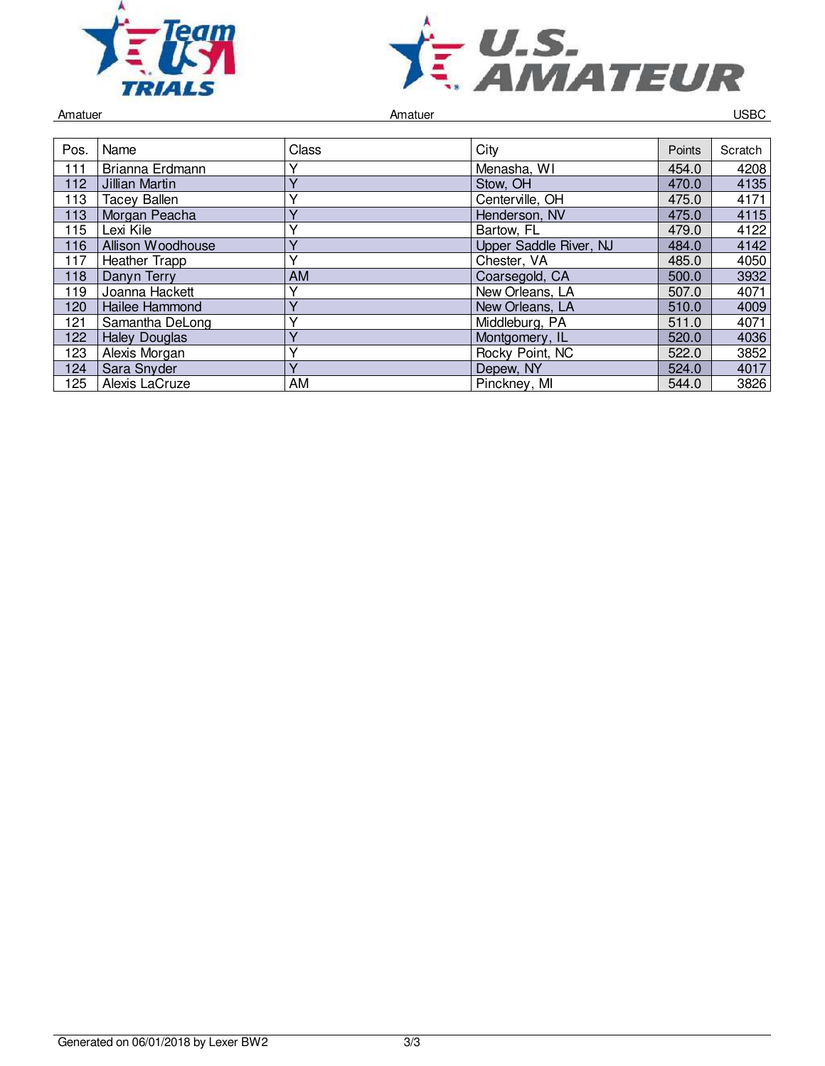| Pos. | Name | Class | City | Points | Scratch |
|---|---|---|---|---|---|
| 111 | Brianna Erdmann | Y | Menasha, WI | 454.0 | 4208 |
| 112 | Jillian Martin | Y | Stow, OH | 470.0 | 4135 |
| 113 | Tacey Ballen | Y | Centerville, OH | 475.0 | 4171 |
| 113 | Morgan Peacha | Y | Henderson, NV | 475.0 | 4115 |
| 115 | Lexi Kile | Y | Bartow, FL | 479.0 | 4122 |
| 116 | Allison Woodhouse | Y | Upper Saddle River, NJ | 484.0 | 4142 |
| 117 | Heather Trapp | Y | Chester, VA | 485.0 | 4050 |
| 118 | Danyn Terry | AM | Coarsegold, CA | 500.0 | 3932 |
| 119 | Joanna Hackett | Y | New Orleans, LA | 507.0 | 4071 |
| 120 | Hailee Hammond | Y | New Orleans, LA | 510.0 | 4009 |
| 121 | Samantha DeLong | Y | Middleburg, PA | 511.0 | 4071 |
| 122 | Haley Douglas | Y | Montgomery, IL | 520.0 | 4036 |
| 123 | Alexis Morgan | Y | Rocky Point, NC | 522.0 | 3852 |
| 124 | Sara Snyder | Y | Depew, NY | 524.0 | 4017 |
| 125 | Alexis LaCruze | AM | Pinckney, MI | 544.0 | 3826 |